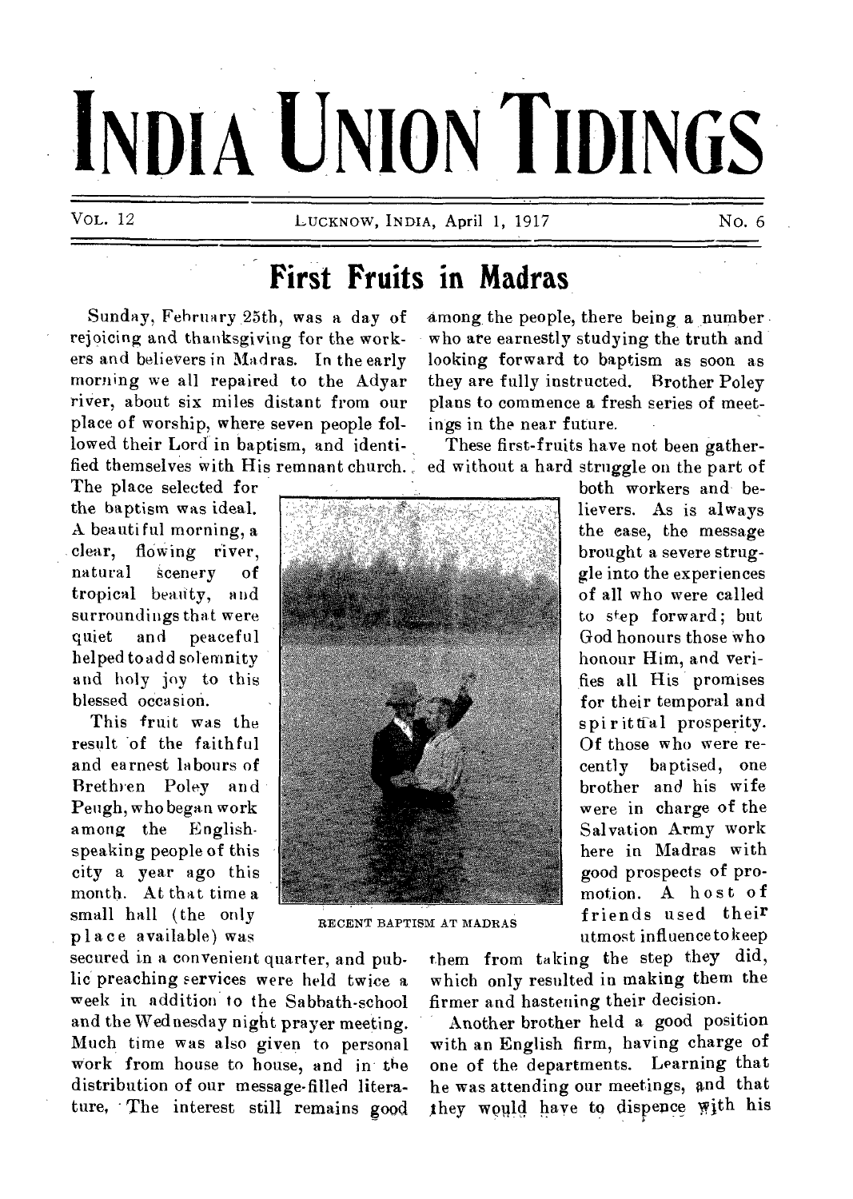# INDIA UNION TIDINGS

VOL. 12 LUCKNOW, INDIA, April 1, 1917 No. 6

## First Fruits in Madras

Sunday, February 25th, was a day of rejoicing and thanksgiving for the workers and believers in Madras. In the early morning we all repaired to the Adyar river, about six miles distant from our place of worship, where seven people followed their Lord in baptism, and identified themselves with His remnant church. The place selected for the baptism was ideal. A beautiful morning, a clear, flowing river, natural scenery of tropical beauty, and surroundings that were quiet and peaceful helped to add solemnity and holy joy to this blessed occasion.

This fruit was the result of the faithful and earnest labours of Brethren Poley and Peugh, who began work among the English-speaking people of this city a year ago this month. At that time a small hall (the only place available) was secured in a convenient quarter, and public preaching services were held twice a week in addition to the Sabbath-school and the Wednesday night prayer meeting. Much time was also given to personal work from house to house, and in the distribution of our message-filled literature. The interest still remains good among the people, there being a number who are earnestly studying the truth and looking forward to baptism as soon as they are fully instructed. Brother Poley plans to commence a fresh series of meetings in the near future.

RECENT BAPTISM AT MADRAS

These first-fruits have not been gathered without a hard struggle on the part of both workers and believers. As is always the case, the message brought a severe struggle into the experiences of all who were called to step forward; but God honours those who honour Him, and verifies all His promises for their temporal and spiritual prosperity. Of those who were recently baptised, one brother and his wife were in charge of the Salvation Army work here in Madras with good prospects of promotion. A host of friends used their utmost influence to keep them from taking the step they did, which only resulted in making them the firmer and hastening their decision.

Another brother held a good position with an English firm, having charge of one of the departments. Learning that he was attending our meetings, and that they would have to dispence with his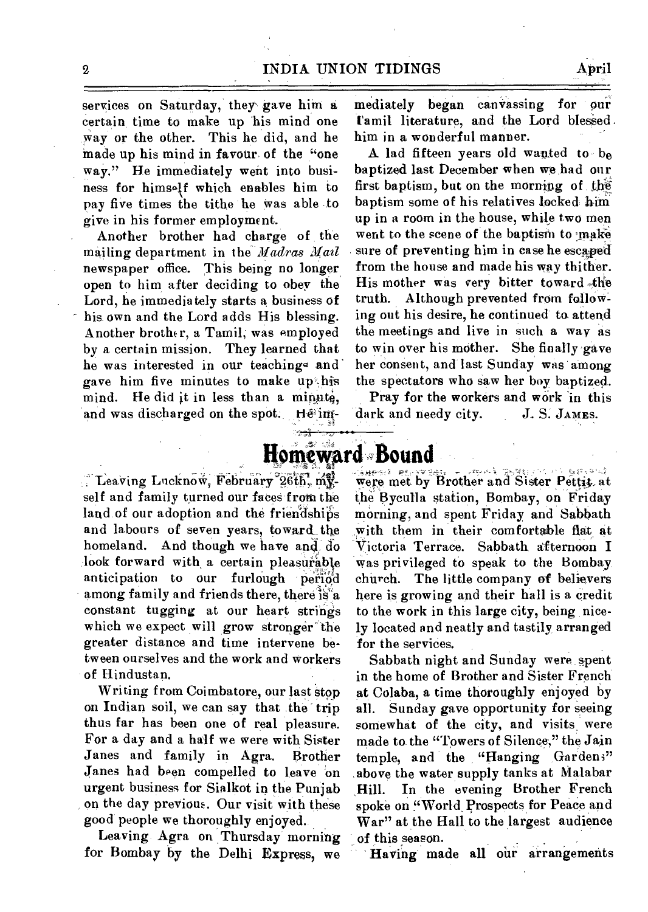services on Saturday, they gave him a certain time to make up his mind one way or the other. This he did, and he made up his mind in favour of the "one way." He immediately went into business for himself which enables him to pay five times the tithe he was able to give in his former employment.

Another brother had charge of the mailing department in the *Madras Mail* newspaper office. This being no longer open to him after deciding to obey the Lord, he immediately starts a business of his own and the Lord adds His blessing. Another brother, a Tamil, was employed by a certain mission. They learned that he was interested in our teachings and gave him five minutes to make up his mind. He did it in less than a minute, and was discharged on the spot. He immediately began canvassing for our Tamil literature, and the Lord blessed him in a wonderful manner.

A lad fifteen years old wanted to be baptized last December when we had our first baptism, but on the morning of the baptism some of his relatives locked him up in a room in the house, while two men went to the scene of the baptism to make sure of preventing him in case he escaped from the house and made his way thither. His mother was very bitter toward the truth. Although prevented from following out his desire, he continued to attend the meetings and live in such a way as to win over his mother. She finally gave her consent, and last Sunday was among the spectators who saw her boy baptized.

Pray for the workers and work in this dark and needy city. J. S. JAMES.

# Homeward Bound

Leaving Lucknow, February 26th, myself and family turned our faces from the land of our adoption and the friendships and labours of seven years, toward the homeland. And though we have and do look forward with a certain pleasurable anticipation to our furlough period among family and friends there, there is a constant tugging at our heart strings which we expect will grow stronger the greater distance and time intervene between ourselves and the work and workers of Hindustan.

Writing from Coimbatore, our last stop on Indian soil, we can say that the trip thus far has been one of real pleasure. For a day and a half we were with Sister Janes and family in Agra. Brother Janes had been compelled to leave on urgent business for Sialkot in the Punjab on the day previous. Our visit with these good people we thoroughly enjoyed.

Leaving Agra on Thursday morning for Bombay by the Delhi Express, we were met by Brother and Sister Pettit at the Byculla station, Bombay, on Friday morning, and spent Friday and Sabbath with them in their comfortable flat at Victoria Terrace. Sabbath afternoon I was privileged to speak to the Bombay church. The little company of believers here is growing and their hall is a credit to the work in this large city, being nicely located and neatly and tastily arranged for the services.

Sabbath night and Sunday were spent in the home of Brother and Sister French at Colaba, a time thoroughly enjoyed by all. Sunday gave opportunity for seeing somewhat of the city, and visits were made to the "Towers of Silence," the Jain temple, and the "Hanging Gardens" above the water supply tanks at Malabar Hill. In the evening Brother French spoke on "World Prospects for Peace and War" at the Hall to the largest audience of this season.

Having made all our arrangements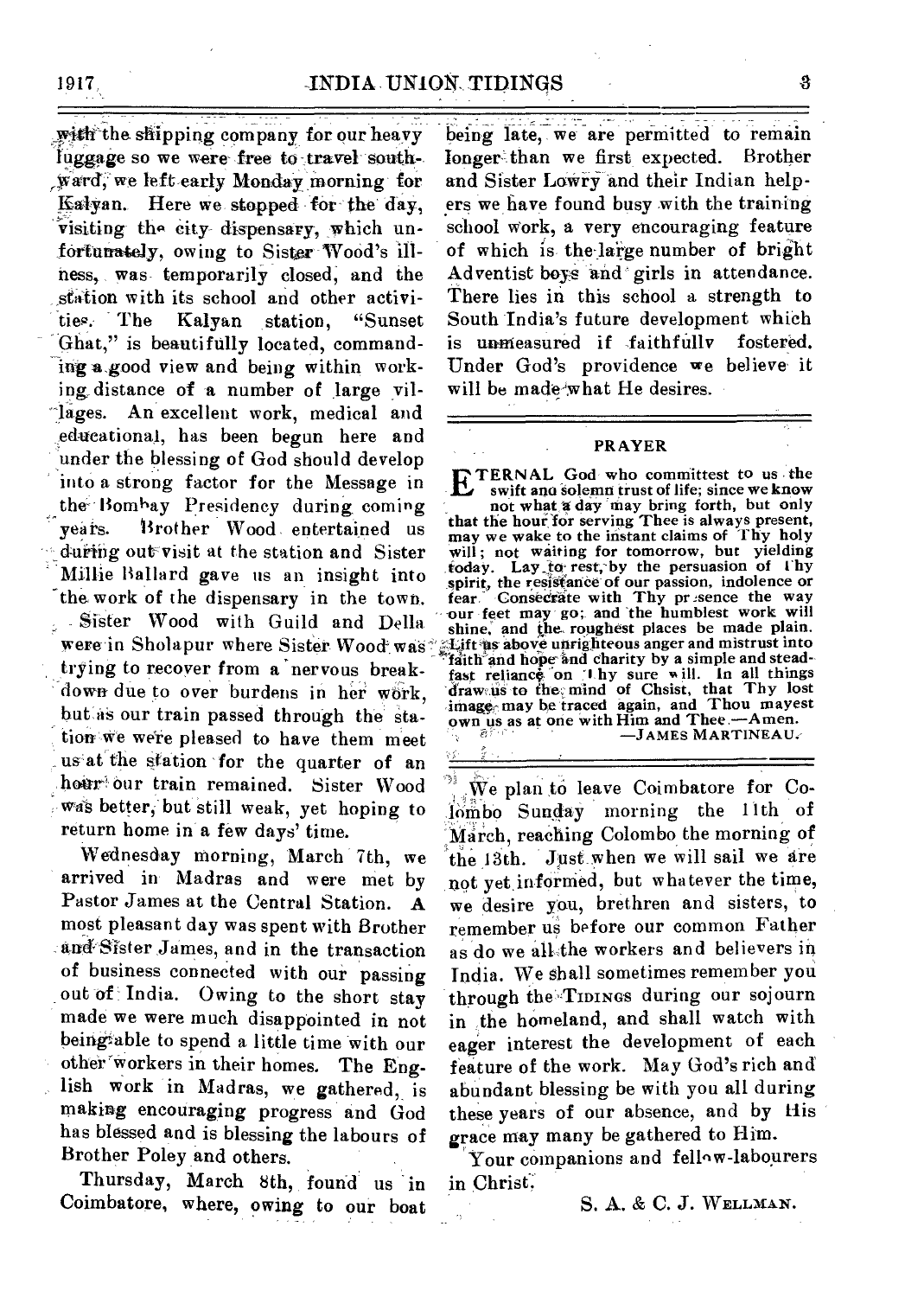with the shipping company for our heavy luggage so we were free to travel southward, we left early Monday morning for Kalyan. Here we stopped for the day, visiting the city dispensary, which unfortunately, owing to Sister Wood's illness, was temporarily closed, and the station with its school and other activities. The Kalyan station, "Sunset Ghat," is beautifully located, commanding a good view and being within working distance of a number of large villages. An excellent work, medical and educational, has been begun here and under the blessing of God should develop into a strong factor for the Message in the Bombay Presidency during coming years. Brother Wood entertained us during our visit at the station and Sister Millie Ballard gave us an insight into the work of the dispensary in the town.

Sister Wood with Guild and Della were in Sholapur where Sister Wood was trying to recover from a nervous breakdown due to over burdens in her work, but as our train passed through the station we were pleased to have them meet us at the station for the quarter of an hour our train remained. Sister Wood was better, but still weak, yet hoping to return home in a few days' time.

Wednesday morning, March 7th, we arrived in Madras and were met by Pastor James at the Central Station. A most pleasant day was spent with Brother and Sister James, and in the transaction of business connected with our passing out of India. Owing to the short stay made we were much disappointed in not being able to spend a little time with our other workers in their homes. The English work in Madras, we gathered, is making encouraging progress and God has blessed and is blessing the labours of Brother Poley and others.

Thursday, March 8th, found us in Coimbatore, where, owing to our boat being late, we are permitted to remain longer than we first expected. Brother and Sister Lowry and their Indian helpers we have found busy with the training school work, a very encouraging feature of which is the large number of bright Adventist boys and girls in attendance. There lies in this school a strength to South India's future development which is unmeasured if faithfully fostered. Under God's providence we believe it will be made what He desires.

---

### PRAYER

ETERNAL God who committest to us the swift and solemn trust of life; since we know not what a day may bring forth, but only that the hour for serving Thee is always present, may we wake to the instant claims of Thy holy will; not waiting for tomorrow, but yielding today. Lay to rest, by the persuasion of Thy spirit, the resistance of our passion, indolence or fear. Consecrate with Thy presence the way our feet may go; and the humblest work will shine, and the roughest places be made plain. Lift us above unrighteous anger and mistrust into faith and hope and charity by a simple and steadfast reliance on Thy sure will. In all things draw us to the mind of Chsist, that Thy lost image may be traced again, and Thou mayest own us as at one with Him and Thee.—Amen.

—JAMES MARTINEAU.

---

We plan to leave Coimbatore for Colombo Sunday morning the 11th of March, reaching Colombo the morning of the 13th. Just when we will sail we are not yet informed, but whatever the time, we desire you, brethren and sisters, to remember us before our common Father as do we all the workers and believers in India. We shall sometimes remember you through the TIDINGS during our sojourn in the homeland, and shall watch with eager interest the development of each feature of the work. May God's rich and abundant blessing be with you all during these years of our absence, and by His grace may many be gathered to Him.

Your companions and fellow-labourers in Christ,

S. A. & C. J. WELLMAN.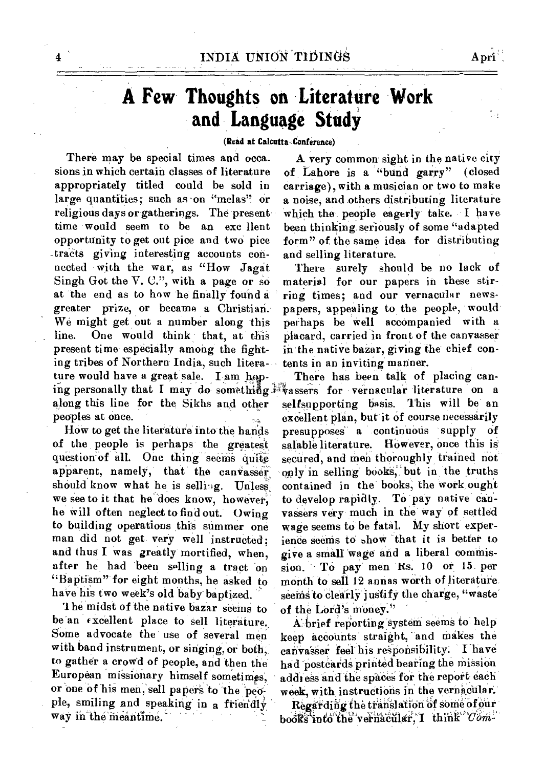# A Few Thoughts on Literature Work and Language Study

**(Read at Calcutta Conference)**

There may be special times and occasions in which certain classes of literature appropriately titled could be sold in large quantities; such as on "melas" or religious days or gatherings. The present time would seem to be an exc llent opportunity to get out pice and two pice tracts giving interesting accounts connected with the war, as "How Jagat Singh Got the V. C.", with a page or so at the end as to how he finally found a greater prize, or became a Christian. We might get out a number along this line. One would think that, at this present time especially among the fighting tribes of Northern India, such literature would have a great sale. I am hoping personally that I may do something along this line for the Sikhs and other peoples at once.

How to get the literature into the hands of the people is perhaps the greatest question of all. One thing seems quite apparent, namely, that the canvasser should know what he is selling. Unless we see to it that he does know, however, he will often neglect to find out. Owing to building operations this summer one man did not get very well instructed; and thus I was greatly mortified, when, after he had been selling a tract on "Baptism" for eight months, he asked to have his two week's old baby baptized.

The midst of the native bazar seems to be an excellent place to sell literature. Some advocate the use of several men with band instrument, or singing, or both, to gather a crowd of people, and then the European missionary himself sometimes, or one of his men, sell papers to the people, smiling and speaking in a friendly way in the meantime.

A very common sight in the native city of Lahore is a "bund garry" (closed carriage), with a musician or two to make a noise, and others distributing literature which the people eagerly take. I have been thinking seriously of some "adapted form" of the same idea for distributing and selling literature.

There surely should be no lack of material for our papers in these stirring times; and our vernacular newspapers, appealing to the people, would perhaps be well accompanied with a placard, carried in front of the canvasser in the native bazar, giving the chief contents in an inviting manner.

There has been talk of placing canvassers for vernacular literature on a selfsupporting basis. This will be an excellent plan, but it of course necessarily presupposes a continuous supply of salable literature. However, once this is secured, and men thoroughly trained not only in selling books, but in the truths contained in the books, the work ought to develop rapidly. To pay native canvassers very much in the way of settled wage seems to be fatal. My short experience seems to show that it is better to give a small wage and a liberal commission. To pay men Rs. 10 or 15 per month to sell 12 annas worth of literature seems to clearly justify the charge, "waste of the Lord's money."

A brief reporting system seems to help keep accounts straight, and makes the canvasser feel his responsibility. I have had postcards printed bearing the mission address and the spaces for the report each week, with instructions in the vernacular.

Regarding the translation of some of our books into the vernacular, I think *Com-*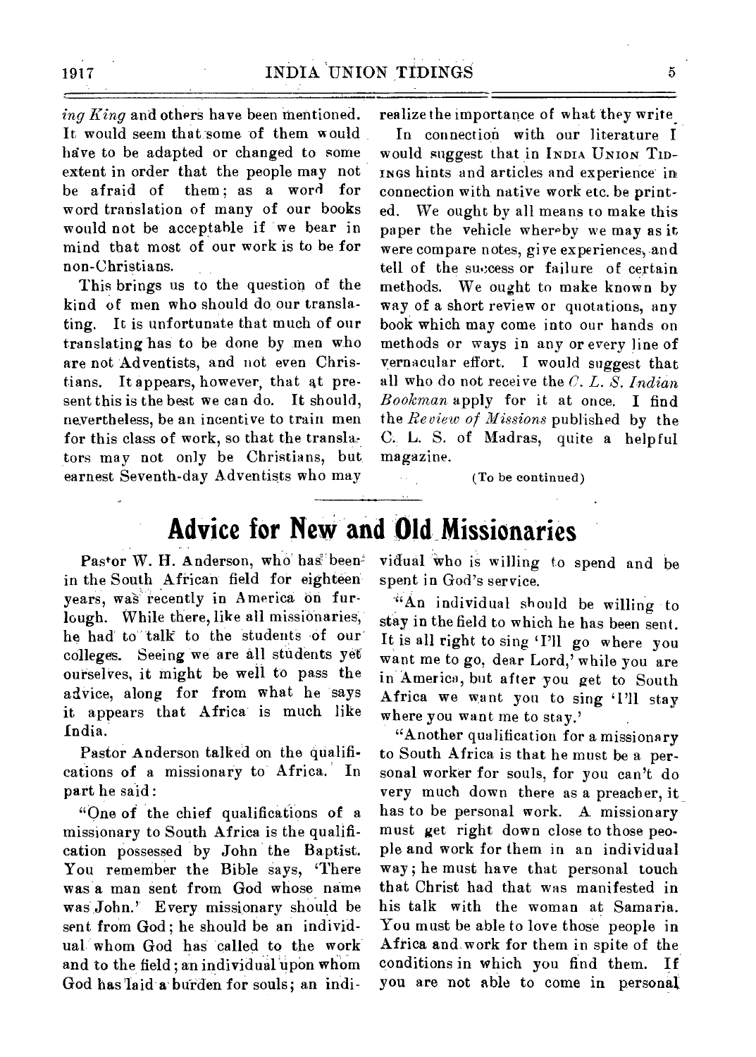*ing King* and others have been mentioned. It would seem that some of them would have to be adapted or changed to some extent in order that the people may not be afraid of them; as a word for word translation of many of our books would not be acceptable if we bear in mind that most of our work is to be for non-Christians.

This brings us to the question of the kind of men who should do our translating. It is unfortunate that much of our translating has to be done by men who are not Adventists, and not even Christians. It appears, however, that at present this is the best we can do. It should, nevertheless, be an incentive to train men for this class of work, so that the translators may not only be Christians, but earnest Seventh-day Adventists who may realize the importance of what they write.

In connection with our literature I would suggest that in INDIA UNION TIDINGS hints and articles and experience in connection with native work etc. be printed. We ought by all means to make this paper the vehicle whereby we may as it were compare notes, give experiences, and tell of the success or failure of certain methods. We ought to make known by way of a short review or quotations, any book which may come into our hands on methods or ways in any or every line of vernacular effort. I would suggest that all who do not receive the *C. L. S. Indian Bookman* apply for it at once. I find the *Review of Missions* published by the C. L. S. of Madras, quite a helpful magazine.

(To be continued)

# Advice for New and Old Missionaries

Pastor W. H. Anderson, who has been in the South African field for eighteen years, was recently in America on furlough. While there, like all missionaries, he had to talk to the students of our colleges. Seeing we are all students yet ourselves, it might be well to pass the advice, along for from what he says it appears that Africa is much like India.

Pastor Anderson talked on the qualifications of a missionary to Africa. In part he said:

"One of the chief qualifications of a missionary to South Africa is the qualification possessed by John the Baptist. You remember the Bible says, 'There was a man sent from God whose name was John.' Every missionary should be sent from God; he should be an individual whom God has called to the work and to the field; an individual upon whom God has laid a burden for souls; an individual who is willing to spend and be spent in God's service.

"An individual should be willing to stay in the field to which he has been sent. It is all right to sing 'I'll go where you want me to go, dear Lord,' while you are in America, but after you get to South Africa we want you to sing 'I'll stay where you want me to stay.'

"Another qualification for a missionary to South Africa is that he must be a personal worker for souls, for you can't do very much down there as a preacher, it has to be personal work. A missionary must get right down close to those people and work for them in an individual way; he must have that personal touch that Christ had that was manifested in his talk with the woman at Samaria. You must be able to love those people in Africa and work for them in spite of the conditions in which you find them. If you are not able to come in personal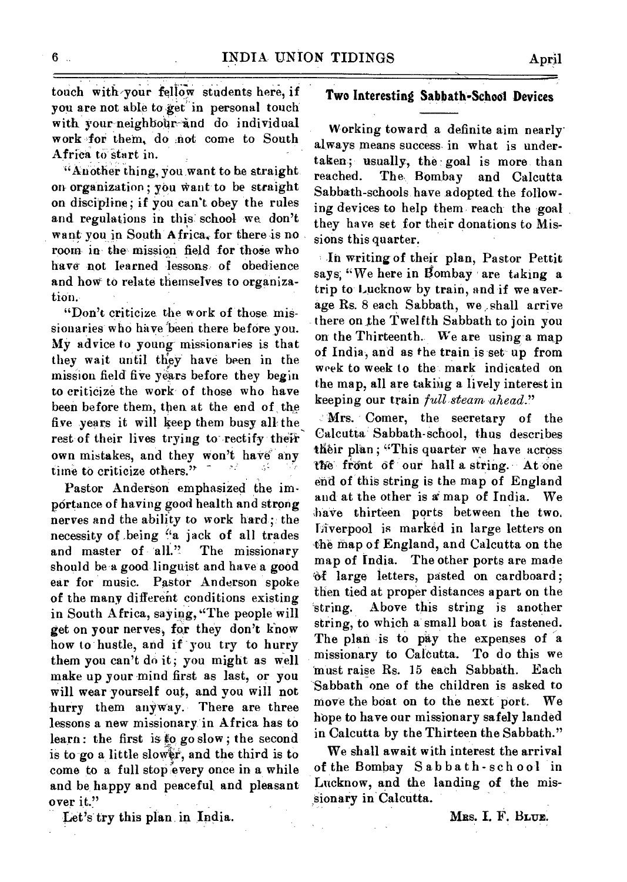touch with your fellow students here, if you are not able to get in personal touch with your neighbour and do individual work for them, do not come to South Africa to start in.

"Another thing, you want to be straight on organization; you want to be straight on discipline; if you can't obey the rules and regulations in this school we don't want you in South Africa, for there is no room in the mission field for those who have not learned lessons of obedience and how to relate themselves to organization.

"Don't criticize the work of those missionaries who have been there before you. My advice to young missionaries is that they wait until they have been in the mission field five years before they begin to criticize the work of those who have been before them, then at the end of the five years it will keep them busy all the rest of their lives trying to rectify their own mistakes, and they won't have any time to criticize others."

Pastor Anderson emphasized the importance of having good health and strong nerves and the ability to work hard; the necessity of being "a jack of all trades and master of all." The missionary should be a good linguist and have a good ear for music. Pastor Anderson spoke of the many different conditions existing in South Africa, saying, "The people will get on your nerves, for they don't know how to hustle, and if you try to hurry them you can't do it; you might as well make up your mind first as last, or you will wear yourself out, and you will not hurry them anyway. There are three lessons a new missionary in Africa has to learn: the first is to go slow; the second is to go a little slower, and the third is to come to a full stop every once in a while and be happy and peaceful and pleasant over it."

Let's try this plan in India.

## Two Interesting Sabbath-School Devices

Working toward a definite aim nearly always means success in what is undertaken; usually, the goal is more than reached. The Bombay and Calcutta Sabbath-schools have adopted the following devices to help them reach the goal they have set for their donations to Missions this quarter.

In writing of their plan, Pastor Pettit says, "We here in Bombay are taking a trip to Lucknow by train, and if we average Rs. 8 each Sabbath, we shall arrive there on the Twelfth Sabbath to join you on the Thirteenth. We are using a map of India, and as the train is set up from week to week to the mark indicated on the map, all are taking a lively interest in keeping our train *full steam ahead*."

Mrs. Comer, the secretary of the Calcutta Sabbath-school, thus describes their plan; "This quarter we have across the front of our hall a string. At one end of this string is the map of England and at the other is a map of India. We have thirteen ports between the two. Liverpool is marked in large letters on the map of England, and Calcutta on the map of India. The other ports are made of large letters, pasted on cardboard; then tied at proper distances apart on the string. Above this string is another string, to which a small boat is fastened. The plan is to pay the expenses of a missionary to Calcutta. To do this we must raise Rs. 15 each Sabbath. Each Sabbath one of the children is asked to move the boat on to the next port. We hope to have our missionary safely landed in Calcutta by the Thirteen the Sabbath."

We shall await with interest the arrival of the Bombay Sabbath-school in Lucknow, and the landing of the missionary in Calcutta.

MRS. I. F. BLUE.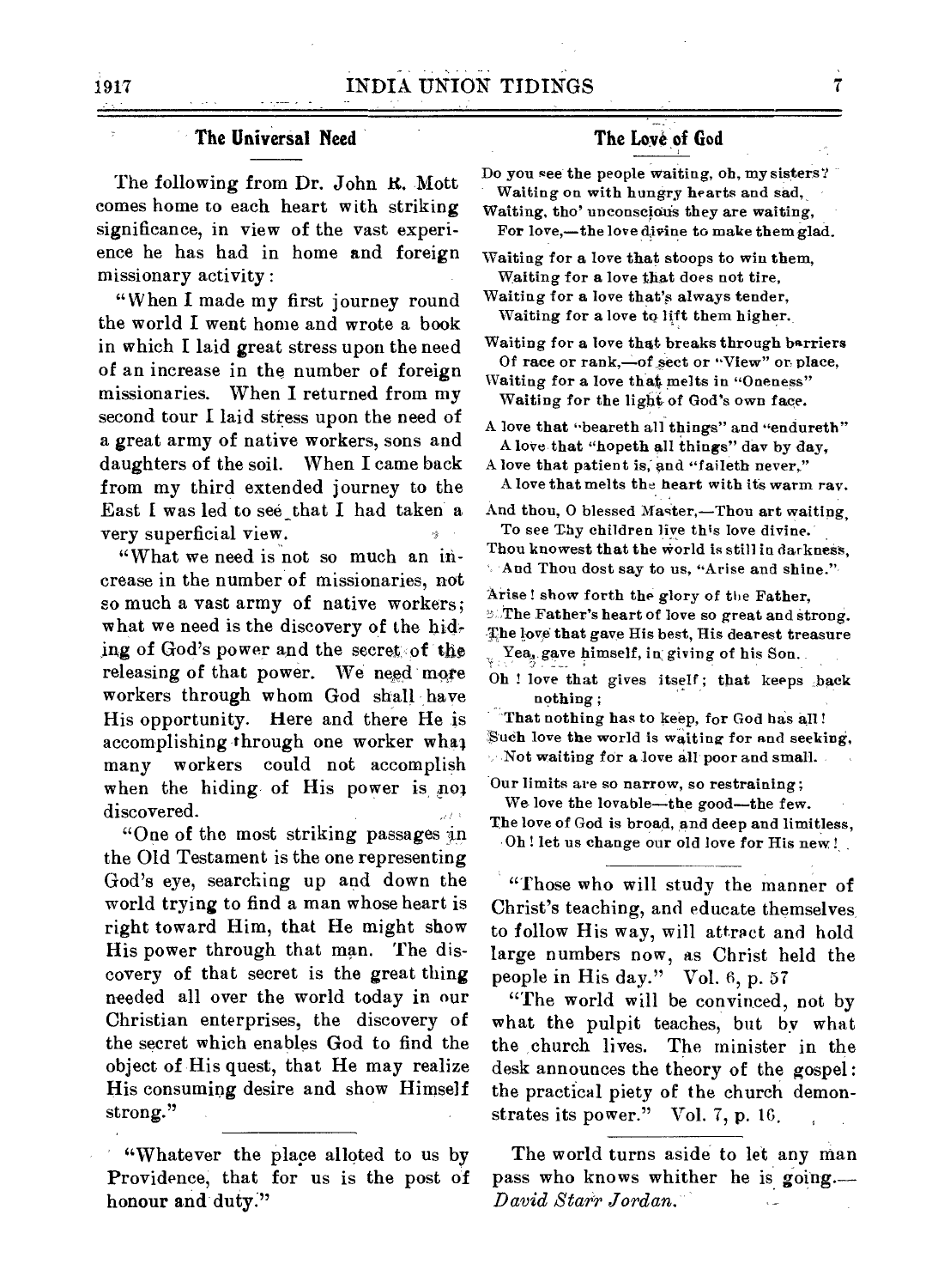## The Universal Need

The following from Dr. John R. Mott comes home to each heart with striking significance, in view of the vast experience he has had in home and foreign missionary activity:

"When I made my first journey round the world I went home and wrote a book in which I laid great stress upon the need of an increase in the number of foreign missionaries. When I returned from my second tour I laid stress upon the need of a great army of native workers, sons and daughters of the soil. When I came back from my third extended journey to the East I was led to see that I had taken a very superficial view.

"What we need is not so much an increase in the number of missionaries, not so much a vast army of native workers; what we need is the discovery of the hiding of God's power and the secret of the releasing of that power. We need more workers through whom God shall have His opportunity. Here and there He is accomplishing through one worker what many workers could not accomplish when the hiding of His power is not discovered.

"One of the most striking passages in the Old Testament is the one representing God's eye, searching up and down the world trying to find a man whose heart is right toward Him, that He might show His power through that man. The discovery of that secret is the great thing needed all over the world today in our Christian enterprises, the discovery of the secret which enables God to find the object of His quest, that He may realize His consuming desire and show Himself strong."

---

"Whatever the place alloted to us by Providence, that for us is the post of honour and duty."

## The Love of God

Do you see the people waiting, oh, my sisters?
Waiting on with hungry hearts and sad,
Waiting, tho' unconscious they are waiting,
For love,—the love divine to make them glad.

Waiting for a love that stoops to win them,
Waiting for a love that does not tire,
Waiting for a love that's always tender,
Waiting for a love to lift them higher.

Waiting for a love that breaks through barriers
Of race or rank,—of sect or "View" or place,
Waiting for a love that melts in "Oneness"
Waiting for the light of God's own face.

A love that "beareth all things" and "endureth"
A love that "hopeth all things" day by day,
A love that patient is, and "faileth never,"
A love that melts the heart with its warm ray.

And thou, O blessed Master,—Thou art waiting,
To see Thy children live this love divine.
Thou knowest that the world is still in darkness,
And Thou dost say to us, "Arise and shine."

Arise! show forth the glory of the Father,
The Father's heart of love so great and strong.
The love that gave His best, His dearest treasure
Yea, gave himself, in giving of his Son.

Oh! love that gives itself; that keeps back nothing;
That nothing has to keep, for God has all!
Such love the world is waiting for and seeking,
Not waiting for a love all poor and small.

Our limits are so narrow, so restraining;
We love the lovable—the good—the few.
The love of God is broad, and deep and limitless,
Oh! let us change our old love for His new!

---

"Those who will study the manner of Christ's teaching, and educate themselves to follow His way, will attract and hold large numbers now, as Christ held the people in His day." Vol. 6, p. 57

"The world will be convinced, not by what the pulpit teaches, but by what the church lives. The minister in the desk announces the theory of the gospel: the practical piety of the church demonstrates its power." Vol. 7, p. 16.

---

The world turns aside to let any man pass who knows whither he is going.—*David Starr Jordan.*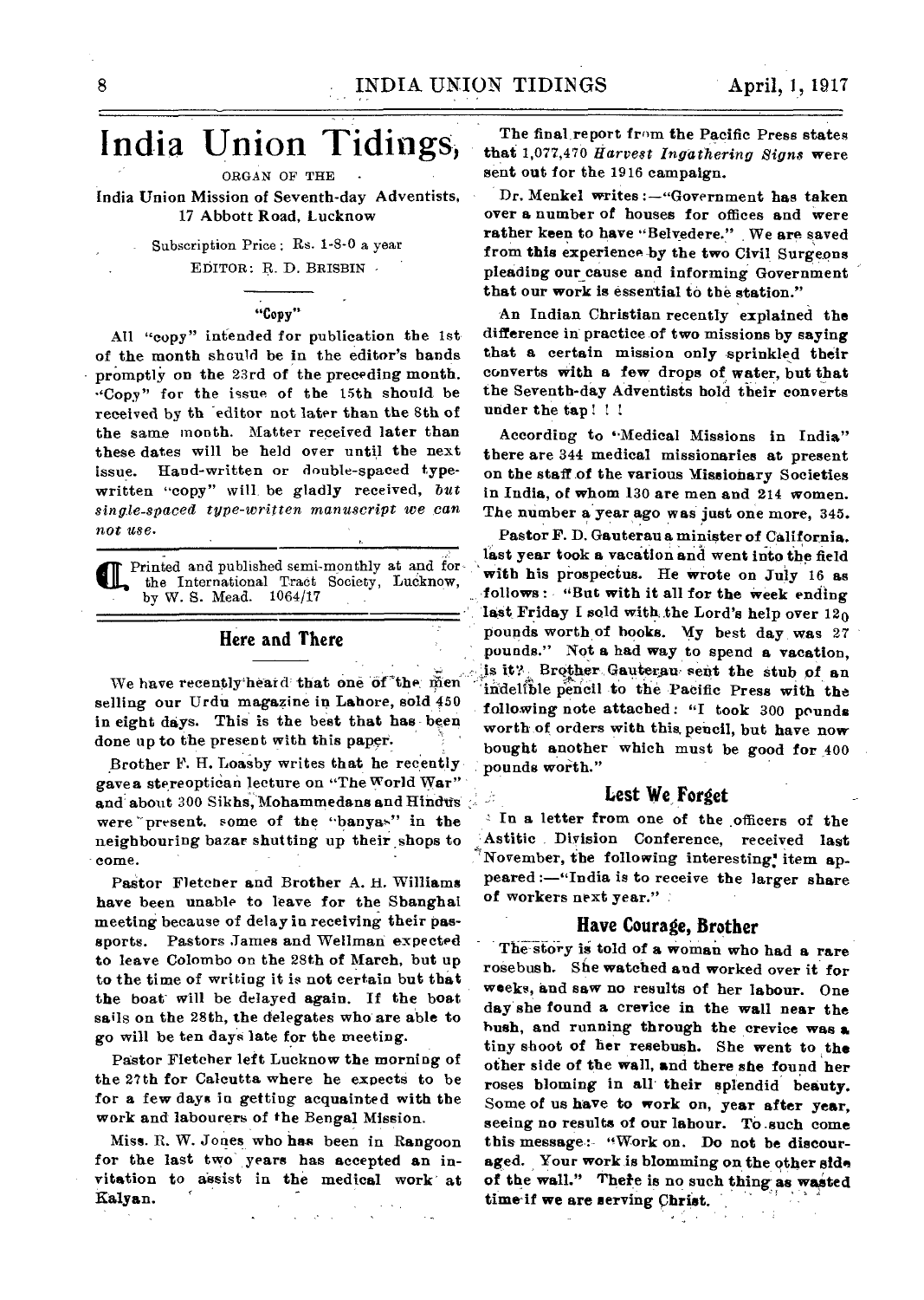# India Union Tidings,

ORGAN OF THE

India Union Mission of Seventh-day Adventists, 17 Abbott Road, Lucknow

Subscription Price: Rs. 1-8-0 a year

EDITOR: R. D. BRISBIN

## "Copy"

All "copy" intended for publication the 1st of the month should be in the editor's hands promptly on the 23rd of the preceding month. "Copy" for the issue of the 15th should be received by th editor not later than the 8th of the same month. Matter received later than these dates will be held over until the next issue. Hand-written or double-spaced type-written "copy" will be gladly received, *but single-spaced type-written manuscript we can not use.*

Printed and published semi-monthly at and for the International Tract Society, Lucknow, by W. S. Mead. 1064/17

## Here and There

We have recently heard that one of the men selling our Urdu magazine in Lahore, sold 450 in eight days. This is the best that has been done up to the present with this paper.

Brother F. H. Loasby writes that he recently gave a stereoptican lecture on "The World War" and about 300 Sikhs, Mohammedans and Hindus were present, some of the "banyas" in the neighbouring bazar shutting up their shops to come.

Pastor Fletcher and Brother A. H. Williams have been unable to leave for the Shanghai meeting because of delay in receiving their passports. Pastors James and Wellman expected to leave Colombo on the 28th of March, but up to the time of writing it is not certain but that the boat will be delayed again. If the boat sails on the 28th, the delegates who are able to go will be ten days late for the meeting.

Pastor Fletcher left Lucknow the morning of the 27th for Calcutta where he expects to be for a few days in getting acquainted with the work and labourers of the Bengal Mission.

Miss. R. W. Jones who has been in Rangoon for the last two years has accepted an invitation to assist in the medical work at Kalyan.

The final report from the Pacific Press states that 1,077,470 *Harvest Ingathering Signs* were sent out for the 1916 campaign.

Dr. Menkel writes:—"Government has taken over a number of houses for offices and were rather keen to have "Belvedere." We are saved from this experience by the two Civil Surgeons pleading our cause and informing Government that our work is essential to the station."

An Indian Christian recently explained the difference in practice of two missions by saying that a certain mission only sprinkled their converts with a few drops of water, but that the Seventh-day Adventists hold their converts under the tap! ! !

According to "Medical Missions in India" there are 344 medical missionaries at present on the staff of the various Missionary Societies in India, of whom 130 are men and 214 women. The number a year ago was just one more, 345.

Pastor F. D. Gauterau a minister of California, last year took a vacation and went into the field with his prospectus. He wrote on July 16 as follows: "But with it all for the week ending last Friday I sold with the Lord's help over 120 pounds worth of books. My best day was 27 pounds." Not a bad way to spend a vacation, is it? Brother Gauterau sent the stub of an indelible pencil to the Pacific Press with the following note attached: "I took 300 pounds worth of orders with this pencil, but have now bought another which must be good for 400 pounds worth."

## Lest We Forget

In a letter from one of the officers of the Astitic Division Conference, received last November, the following interesting item appeared:—"India is to receive the larger share of workers next year."

## Have Courage, Brother

The story is told of a woman who had a rare rosebush. She watched and worked over it for weeks, and saw no results of her labour. One day she found a crevice in the wall near the bush, and running through the crevice was a tiny shoot of her resebush. She went to the other side of the wall, and there she found her roses bloming in all their splendid beauty. Some of us have to work on, year after year, seeing no results of our labour. To such come this message: "Work on. Do not be discouraged. Your work is blomming on the other side of the wall." There is no such thing as wasted time if we are serving Christ.